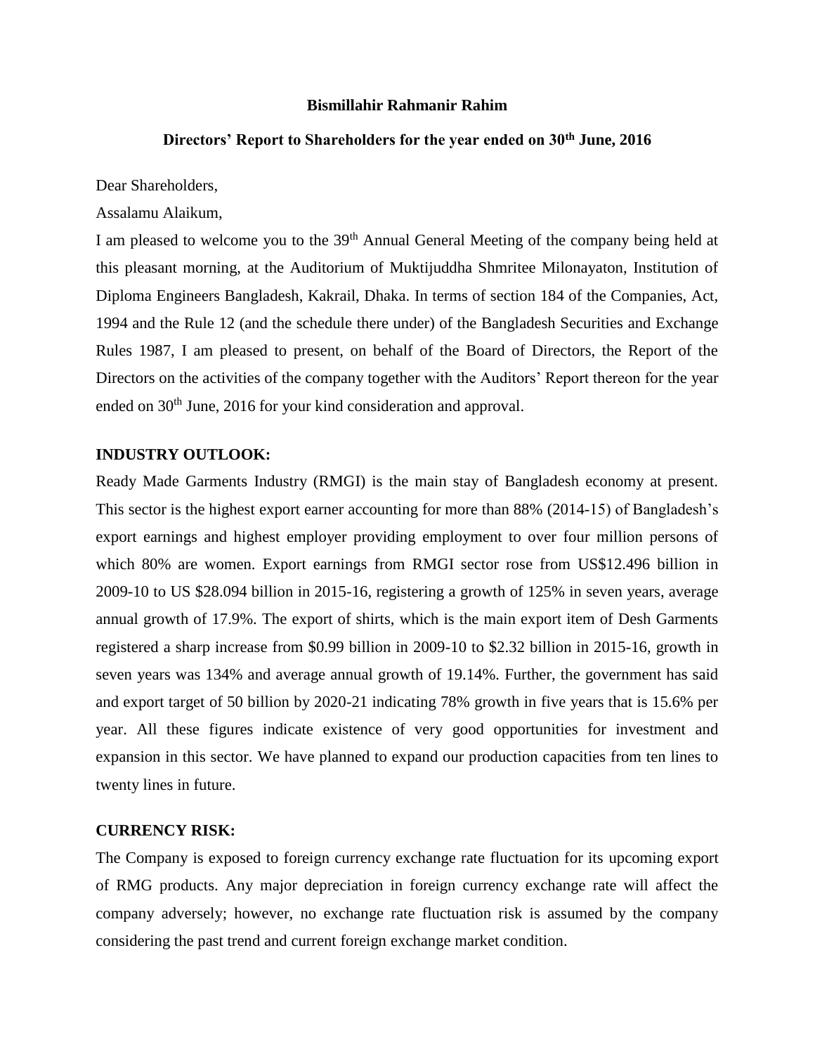**Bismillahir Rahmanir Rahim**

## Directors' Report to Shareholders for the year ended on 30th June, 2016

Dear Shareholders,

Assalamu Alaikum,

I am pleased to welcome you to the 39th Annual General Meeting of the company being held at this pleasant morning, at the Auditorium of Muktijuddha Shmritee Milonayaton, Institution of Diploma Engineers Bangladesh, Kakrail, Dhaka. In terms of section 184 of the Companies, Act, 1994 and the Rule 12 (and the schedule there under) of the Bangladesh Securities and Exchange Rules 1987, I am pleased to present, on behalf of the Board of Directors, the Report of the Directors on the activities of the company together with the Auditors' Report thereon for the year ended on 30th June, 2016 for your kind consideration and approval.

### INDUSTRY OUTLOOK:

Ready Made Garments Industry (RMGI) is the main stay of Bangladesh economy at present. This sector is the highest export earner accounting for more than 88% (2014-15) of Bangladesh's export earnings and highest employer providing employment to over four million persons of which 80% are women. Export earnings from RMGI sector rose from US$12.496 billion in 2009-10 to US $28.094 billion in 2015-16, registering a growth of 125% in seven years, average annual growth of 17.9%. The export of shirts, which is the main export item of Desh Garments registered a sharp increase from $0.99 billion in 2009-10 to $2.32 billion in 2015-16, growth in seven years was 134% and average annual growth of 19.14%. Further, the government has said and export target of 50 billion by 2020-21 indicating 78% growth in five years that is 15.6% per year. All these figures indicate existence of very good opportunities for investment and expansion in this sector. We have planned to expand our production capacities from ten lines to twenty lines in future.

### CURRENCY RISK:

The Company is exposed to foreign currency exchange rate fluctuation for its upcoming export of RMG products. Any major depreciation in foreign currency exchange rate will affect the company adversely; however, no exchange rate fluctuation risk is assumed by the company considering the past trend and current foreign exchange market condition.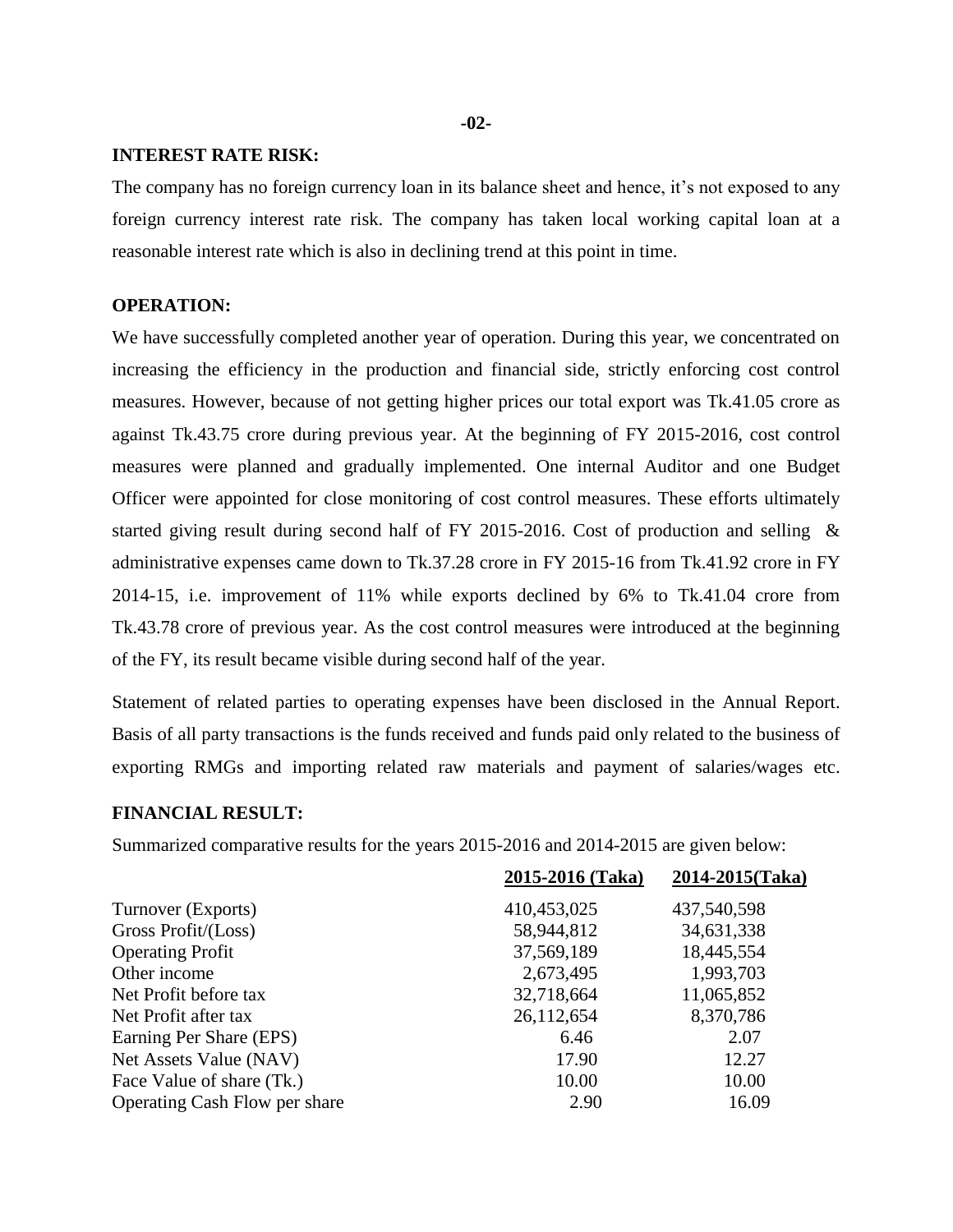## INTEREST RATE RISK:

The company has no foreign currency loan in its balance sheet and hence, it's not exposed to any foreign currency interest rate risk. The company has taken local working capital loan at a reasonable interest rate which is also in declining trend at this point in time.

## OPERATION:

We have successfully completed another year of operation. During this year, we concentrated on increasing the efficiency in the production and financial side, strictly enforcing cost control measures. However, because of not getting higher prices our total export was Tk.41.05 crore as against Tk.43.75 crore during previous year. At the beginning of FY 2015-2016, cost control measures were planned and gradually implemented. One internal Auditor and one Budget Officer were appointed for close monitoring of cost control measures. These efforts ultimately started giving result during second half of FY 2015-2016. Cost of production and selling & administrative expenses came down to Tk.37.28 crore in FY 2015-16 from Tk.41.92 crore in FY 2014-15, i.e. improvement of 11% while exports declined by 6% to Tk.41.04 crore from Tk.43.78 crore of previous year. As the cost control measures were introduced at the beginning of the FY, its result became visible during second half of the year.

Statement of related parties to operating expenses have been disclosed in the Annual Report. Basis of all party transactions is the funds received and funds paid only related to the business of exporting RMGs and importing related raw materials and payment of salaries/wages etc.

## FINANCIAL RESULT:

Summarized comparative results for the years 2015-2016 and 2014-2015 are given below:

| | 2015-2016 (Taka) | 2014-2015(Taka) |
|---|---|---|
| Turnover (Exports) | 410,453,025 | 437,540,598 |
| Gross Profit/(Loss) | 58,944,812 | 34,631,338 |
| Operating Profit | 37,569,189 | 18,445,554 |
| Other income | 2,673,495 | 1,993,703 |
| Net Profit before tax | 32,718,664 | 11,065,852 |
| Net Profit after tax | 26,112,654 | 8,370,786 |
| Earning Per Share (EPS) | 6.46 | 2.07 |
| Net Assets Value (NAV) | 17.90 | 12.27 |
| Face Value of share (Tk.) | 10.00 | 10.00 |
| Operating Cash Flow per share | 2.90 | 16.09 |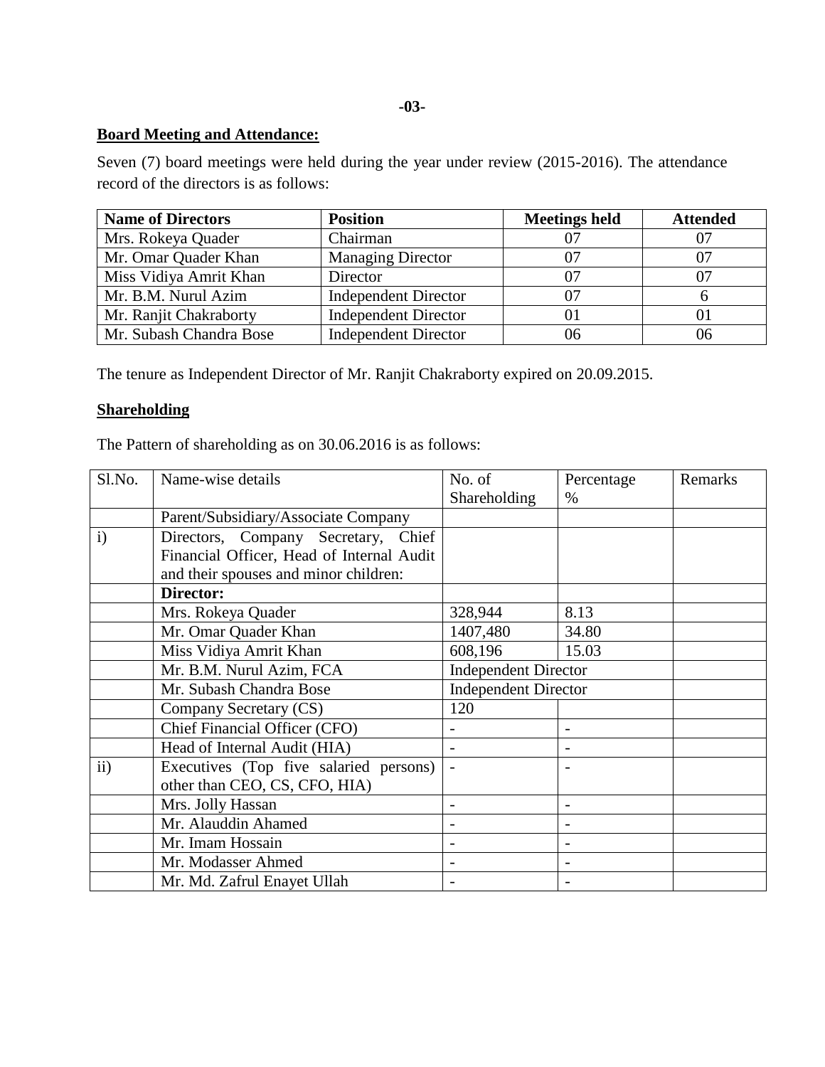**Board Meeting and Attendance:**

Seven (7) board meetings were held during the year under review (2015-2016). The attendance record of the directors is as follows:

| Name of Directors | Position | Meetings held | Attended |
|---|---|---|---|
| Mrs. Rokeya Quader | Chairman | 07 | 07 |
| Mr. Omar Quader Khan | Managing Director | 07 | 07 |
| Miss Vidiya Amrit Khan | Director | 07 | 07 |
| Mr. B.M. Nurul Azim | Independent Director | 07 | 6 |
| Mr. Ranjit Chakraborty | Independent Director | 01 | 01 |
| Mr. Subash Chandra Bose | Independent Director | 06 | 06 |

The tenure as Independent Director of Mr. Ranjit Chakraborty expired on 20.09.2015.

**Shareholding**

The Pattern of shareholding as on 30.06.2016 is as follows:

| Sl.No. | Name-wise details | No. of Shareholding | Percentage % | Remarks |
|---|---|---|---|---|
| | Parent/Subsidiary/Associate Company | | | |
| i) | Directors, Company Secretary, Chief Financial Officer, Head of Internal Audit and their spouses and minor children: | | | |
| | **Director:** | | | |
| | Mrs. Rokeya Quader | 328,944 | 8.13 | |
| | Mr. Omar Quader Khan | 1407,480 | 34.80 | |
| | Miss Vidiya Amrit Khan | 608,196 | 15.03 | |
| | Mr. B.M. Nurul Azim, FCA | Independent Director | | |
| | Mr. Subash Chandra Bose | Independent Director | | |
| | Company Secretary (CS) | 120 | | |
| | Chief Financial Officer (CFO) | - | - | |
| | Head of Internal Audit (HIA) | - | - | |
| ii) | Executives (Top five salaried persons) other than CEO, CS, CFO, HIA) | - | - | |
| | Mrs. Jolly Hassan | - | - | |
| | Mr. Alauddin Ahamed | - | - | |
| | Mr. Imam Hossain | - | - | |
| | Mr. Modasser Ahmed | - | - | |
| | Mr. Md. Zafrul Enayet Ullah | - | - | |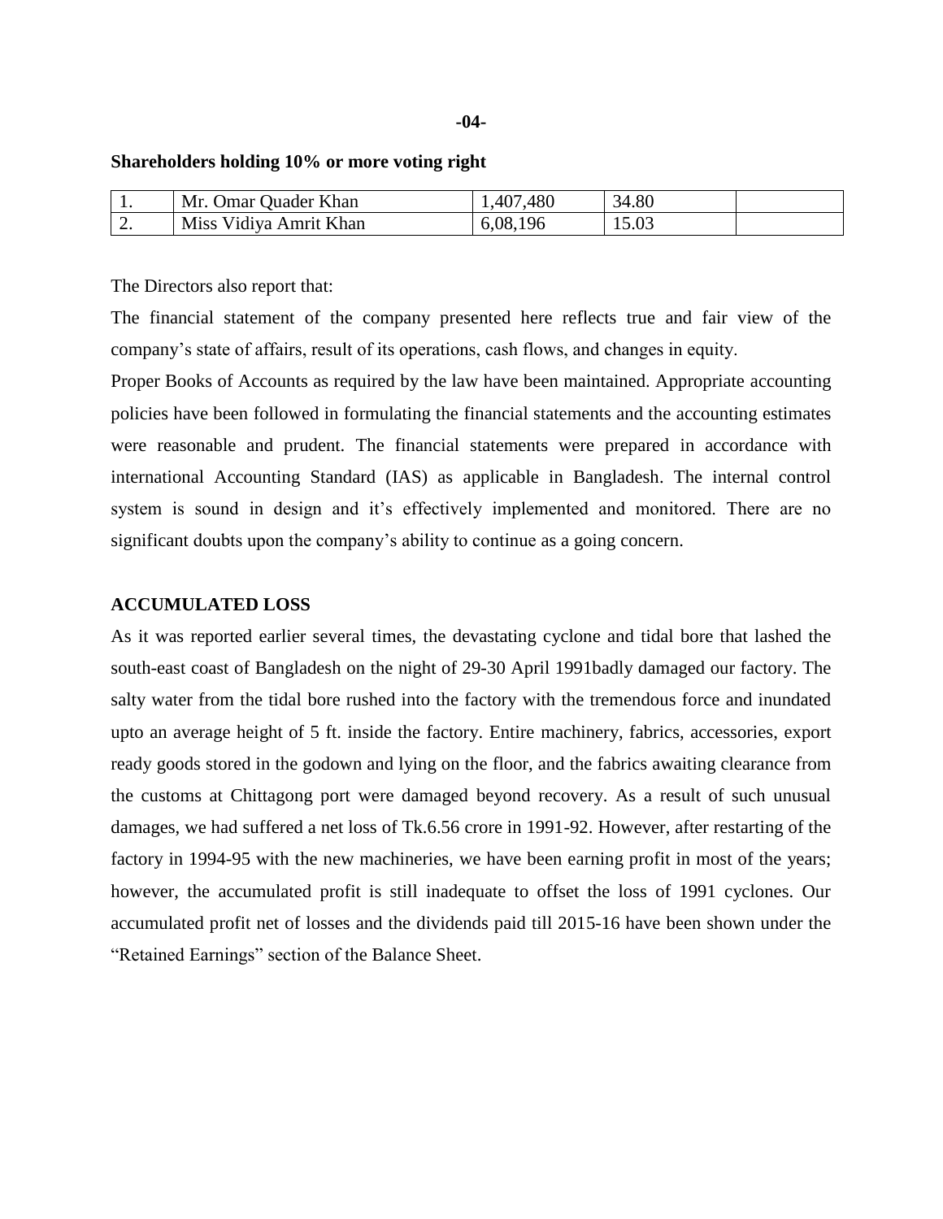**Shareholders holding 10% or more voting right**

| | | | | |
|---|---|---|---|---|
| 1. | Mr. Omar Quader Khan | 1,407,480 | 34.80 | |
| 2. | Miss Vidiya Amrit Khan | 6,08,196 | 15.03 | |

The Directors also report that:

The financial statement of the company presented here reflects true and fair view of the company's state of affairs, result of its operations, cash flows, and changes in equity.

Proper Books of Accounts as required by the law have been maintained. Appropriate accounting policies have been followed in formulating the financial statements and the accounting estimates were reasonable and prudent. The financial statements were prepared in accordance with international Accounting Standard (IAS) as applicable in Bangladesh. The internal control system is sound in design and it's effectively implemented and monitored. There are no significant doubts upon the company's ability to continue as a going concern.

**ACCUMULATED LOSS**

As it was reported earlier several times, the devastating cyclone and tidal bore that lashed the south-east coast of Bangladesh on the night of 29-30 April 1991badly damaged our factory. The salty water from the tidal bore rushed into the factory with the tremendous force and inundated upto an average height of 5 ft. inside the factory. Entire machinery, fabrics, accessories, export ready goods stored in the godown and lying on the floor, and the fabrics awaiting clearance from the customs at Chittagong port were damaged beyond recovery. As a result of such unusual damages, we had suffered a net loss of Tk.6.56 crore in 1991-92. However, after restarting of the factory in 1994-95 with the new machineries, we have been earning profit in most of the years; however, the accumulated profit is still inadequate to offset the loss of 1991 cyclones. Our accumulated profit net of losses and the dividends paid till 2015-16 have been shown under the "Retained Earnings" section of the Balance Sheet.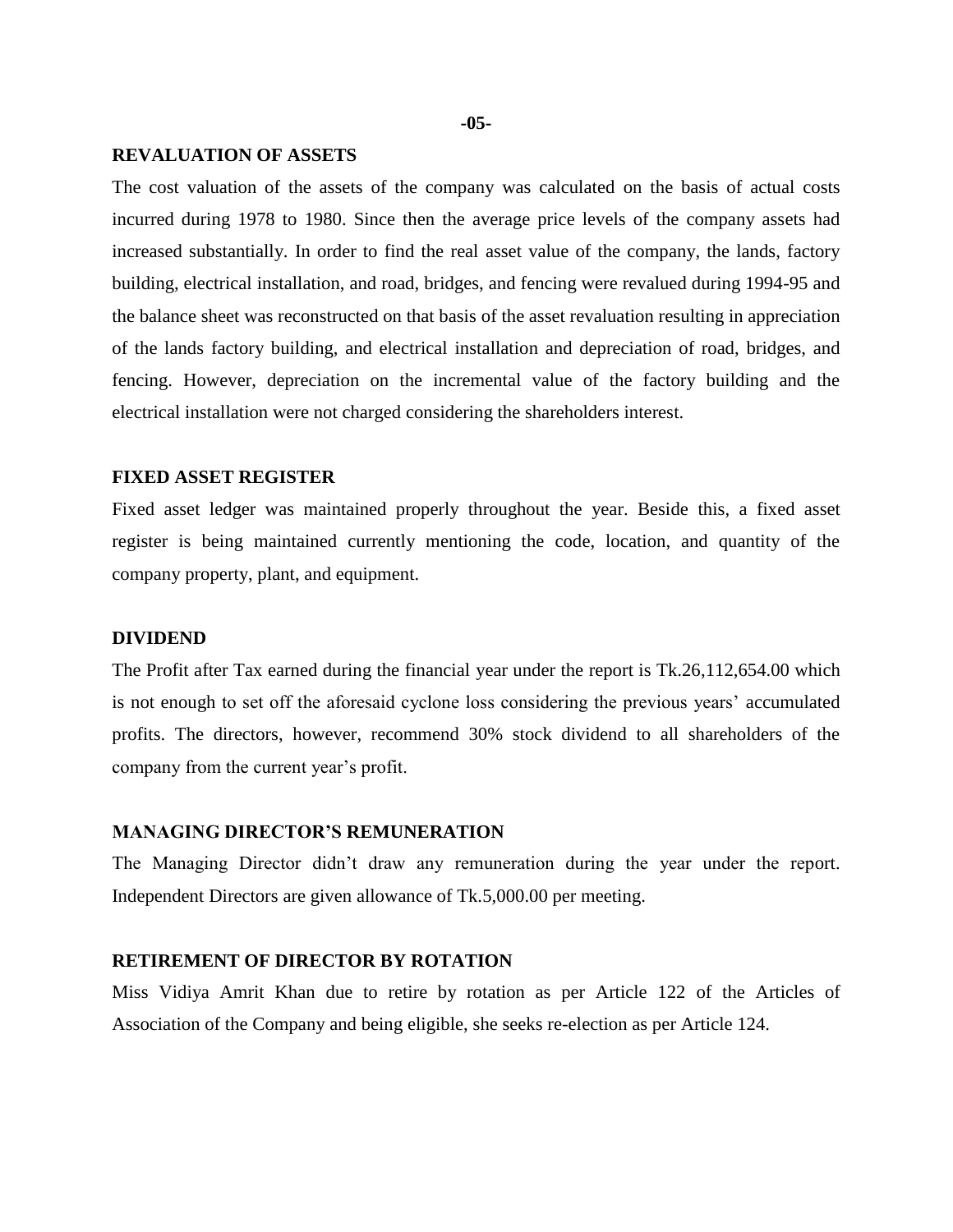## REVALUATION OF ASSETS

The cost valuation of the assets of the company was calculated on the basis of actual costs incurred during 1978 to 1980. Since then the average price levels of the company assets had increased substantially. In order to find the real asset value of the company, the lands, factory building, electrical installation, and road, bridges, and fencing were revalued during 1994-95 and the balance sheet was reconstructed on that basis of the asset revaluation resulting in appreciation of the lands factory building, and electrical installation and depreciation of road, bridges, and fencing. However, depreciation on the incremental value of the factory building and the electrical installation were not charged considering the shareholders interest.

## FIXED ASSET REGISTER

Fixed asset ledger was maintained properly throughout the year. Beside this, a fixed asset register is being maintained currently mentioning the code, location, and quantity of the company property, plant, and equipment.

## DIVIDEND

The Profit after Tax earned during the financial year under the report is Tk.26,112,654.00 which is not enough to set off the aforesaid cyclone loss considering the previous years' accumulated profits. The directors, however, recommend 30% stock dividend to all shareholders of the company from the current year's profit.

## MANAGING DIRECTOR'S REMUNERATION

The Managing Director didn't draw any remuneration during the year under the report. Independent Directors are given allowance of Tk.5,000.00 per meeting.

## RETIREMENT OF DIRECTOR BY ROTATION

Miss Vidiya Amrit Khan due to retire by rotation as per Article 122 of the Articles of Association of the Company and being eligible, she seeks re-election as per Article 124.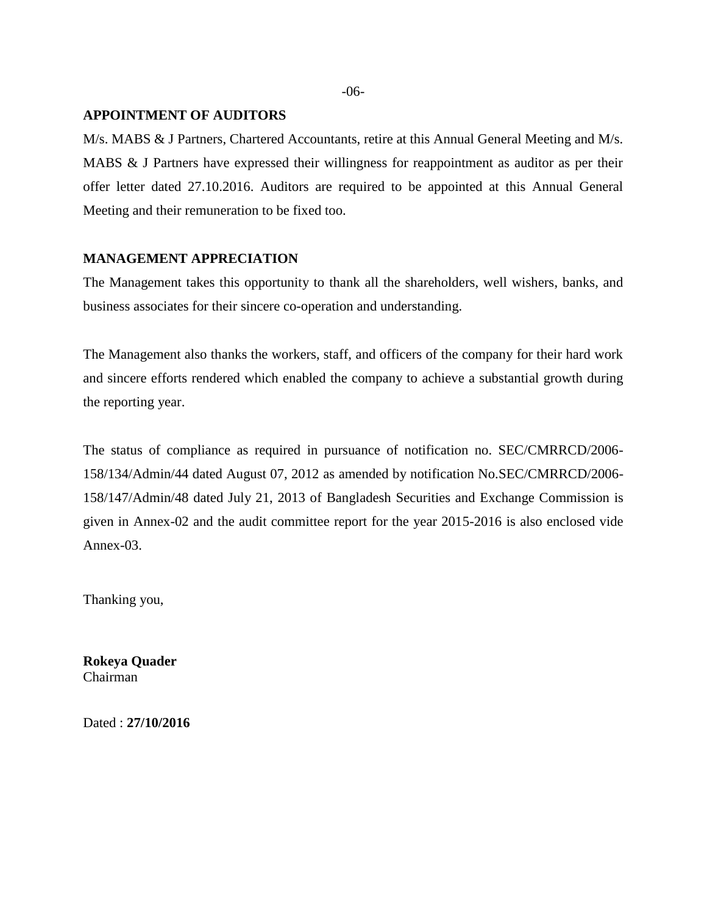## APPOINTMENT OF AUDITORS

M/s. MABS & J Partners, Chartered Accountants, retire at this Annual General Meeting and M/s. MABS & J Partners have expressed their willingness for reappointment as auditor as per their offer letter dated 27.10.2016. Auditors are required to be appointed at this Annual General Meeting and their remuneration to be fixed too.

## MANAGEMENT APPRECIATION

The Management takes this opportunity to thank all the shareholders, well wishers, banks, and business associates for their sincere co-operation and understanding.

The Management also thanks the workers, staff, and officers of the company for their hard work and sincere efforts rendered which enabled the company to achieve a substantial growth during the reporting year.

The status of compliance as required in pursuance of notification no. SEC/CMRRCD/2006-158/134/Admin/44 dated August 07, 2012 as amended by notification No.SEC/CMRRCD/2006-158/147/Admin/48 dated July 21, 2013 of Bangladesh Securities and Exchange Commission is given in Annex-02 and the audit committee report for the year 2015-2016 is also enclosed vide Annex-03.

Thanking you,

**Rokeya Quader**
Chairman

Dated : **27/10/2016**